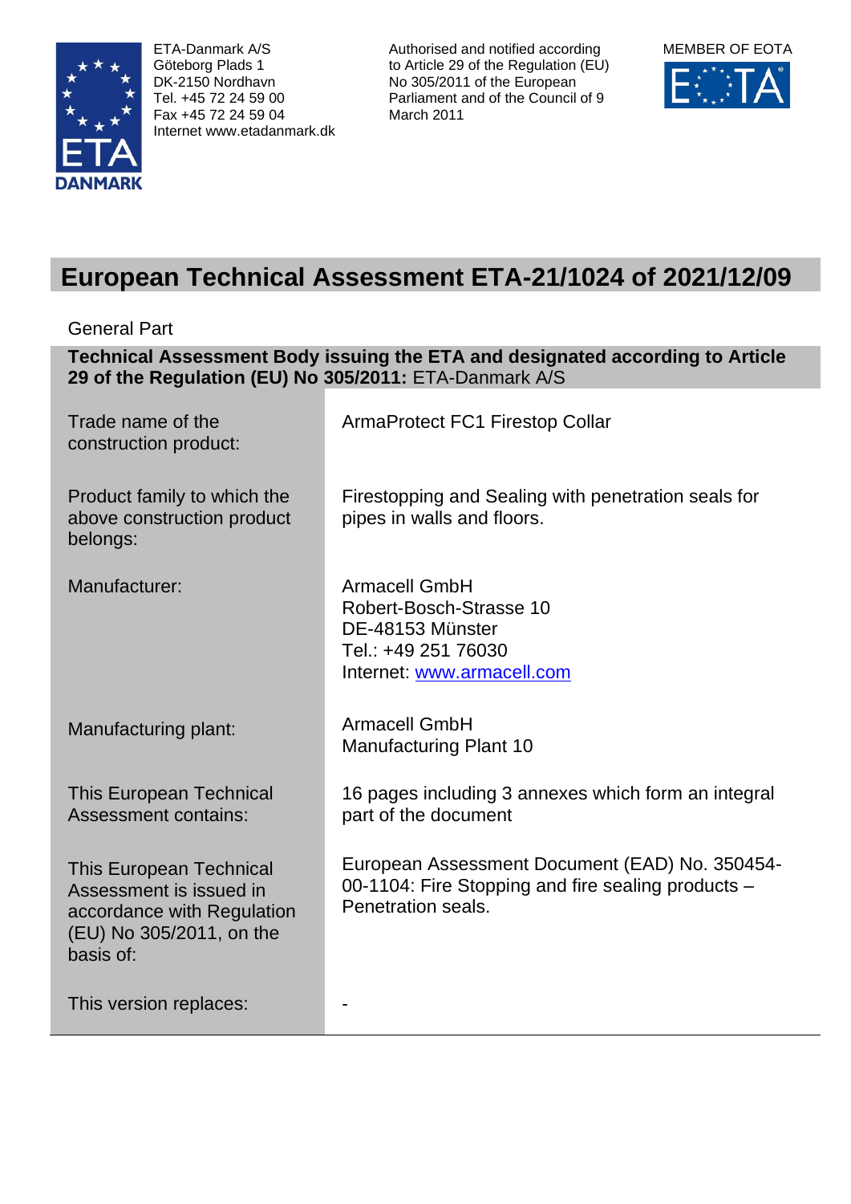ETA-Danmark A/S
Göteborg Plads 1
DK-2150 Nordhavn
Tel. +45 72 24 59 00
Fax +45 72 24 59 04
Internet www.etadanmark.dk

Authorised and notified according to Article 29 of the Regulation (EU) No 305/2011 of the European Parliament and of the Council of 9 March 2011

MEMBER OF EOTA

# European Technical Assessment ETA-21/1024 of 2021/12/09

General Part

**Technical Assessment Body issuing the ETA and designated according to Article 29 of the Regulation (EU) No 305/2011:** ETA-Danmark A/S

| | |
|---|---|
| Trade name of the construction product: | ArmaProtect FC1 Firestop Collar |
| Product family to which the above construction product belongs: | Firestopping and Sealing with penetration seals for pipes in walls and floors. |
| Manufacturer: | Armacell GmbH<br>Robert-Bosch-Strasse 10<br>DE-48153 Münster<br>Tel.: +49 251 76030<br>Internet: www.armacell.com |
| Manufacturing plant: | Armacell GmbH<br>Manufacturing Plant 10 |
| This European Technical Assessment contains: | 16 pages including 3 annexes which form an integral part of the document |
| This European Technical Assessment is issued in accordance with Regulation (EU) No 305/2011, on the basis of: | European Assessment Document (EAD) No. 350454-00-1104: Fire Stopping and fire sealing products – Penetration seals. |
| This version replaces: | - |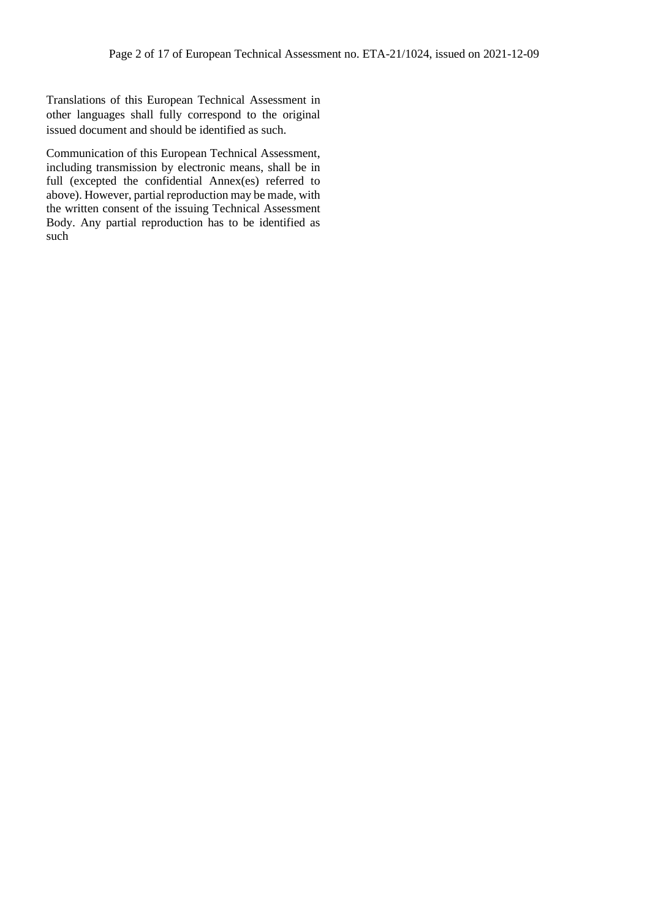Translations of this European Technical Assessment in other languages shall fully correspond to the original issued document and should be identified as such.

Communication of this European Technical Assessment, including transmission by electronic means, shall be in full (excepted the confidential Annex(es) referred to above). However, partial reproduction may be made, with the written consent of the issuing Technical Assessment Body. Any partial reproduction has to be identified as such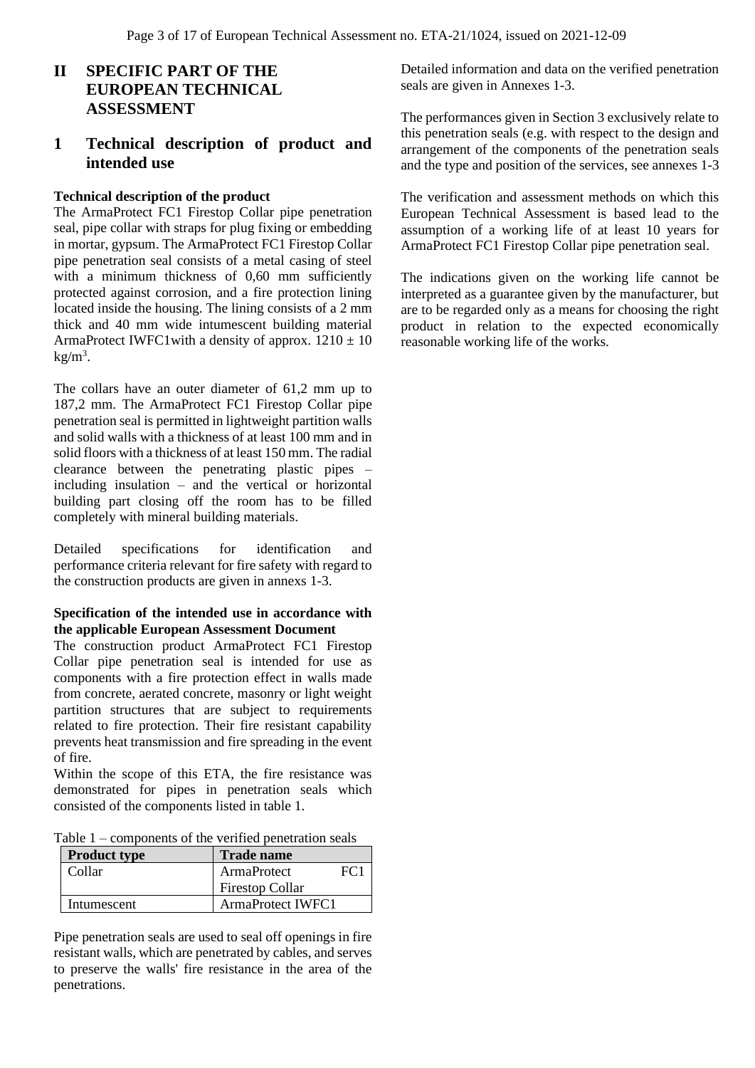# II SPECIFIC PART OF THE EUROPEAN TECHNICAL ASSESSMENT

## 1 Technical description of product and intended use

**Technical description of the product**

The ArmaProtect FC1 Firestop Collar pipe penetration seal, pipe collar with straps for plug fixing or embedding in mortar, gypsum. The ArmaProtect FC1 Firestop Collar pipe penetration seal consists of a metal casing of steel with a minimum thickness of 0,60 mm sufficiently protected against corrosion, and a fire protection lining located inside the housing. The lining consists of a 2 mm thick and 40 mm wide intumescent building material ArmaProtect IWFC1with a density of approx. $1210 \pm 10$ $kg/m^3$.

The collars have an outer diameter of 61,2 mm up to 187,2 mm. The ArmaProtect FC1 Firestop Collar pipe penetration seal is permitted in lightweight partition walls and solid walls with a thickness of at least 100 mm and in solid floors with a thickness of at least 150 mm. The radial clearance between the penetrating plastic pipes – including insulation – and the vertical or horizontal building part closing off the room has to be filled completely with mineral building materials.

Detailed specifications for identification and performance criteria relevant for fire safety with regard to the construction products are given in annexs 1-3.

**Specification of the intended use in accordance with the applicable European Assessment Document**

The construction product ArmaProtect FC1 Firestop Collar pipe penetration seal is intended for use as components with a fire protection effect in walls made from concrete, aerated concrete, masonry or light weight partition structures that are subject to requirements related to fire protection. Their fire resistant capability prevents heat transmission and fire spreading in the event of fire.

Within the scope of this ETA, the fire resistance was demonstrated for pipes in penetration seals which consisted of the components listed in table 1.

Table 1 – components of the verified penetration seals

| Product type | Trade name |
|---|---|
| Collar | ArmaProtect FC1 Firestop Collar |
| Intumescent | ArmaProtect IWFC1 |

Pipe penetration seals are used to seal off openings in fire resistant walls, which are penetrated by cables, and serves to preserve the walls' fire resistance in the area of the penetrations.

Detailed information and data on the verified penetration seals are given in Annexes 1-3.

The performances given in Section 3 exclusively relate to this penetration seals (e.g. with respect to the design and arrangement of the components of the penetration seals and the type and position of the services, see annexes 1-3

The verification and assessment methods on which this European Technical Assessment is based lead to the assumption of a working life of at least 10 years for ArmaProtect FC1 Firestop Collar pipe penetration seal.

The indications given on the working life cannot be interpreted as a guarantee given by the manufacturer, but are to be regarded only as a means for choosing the right product in relation to the expected economically reasonable working life of the works.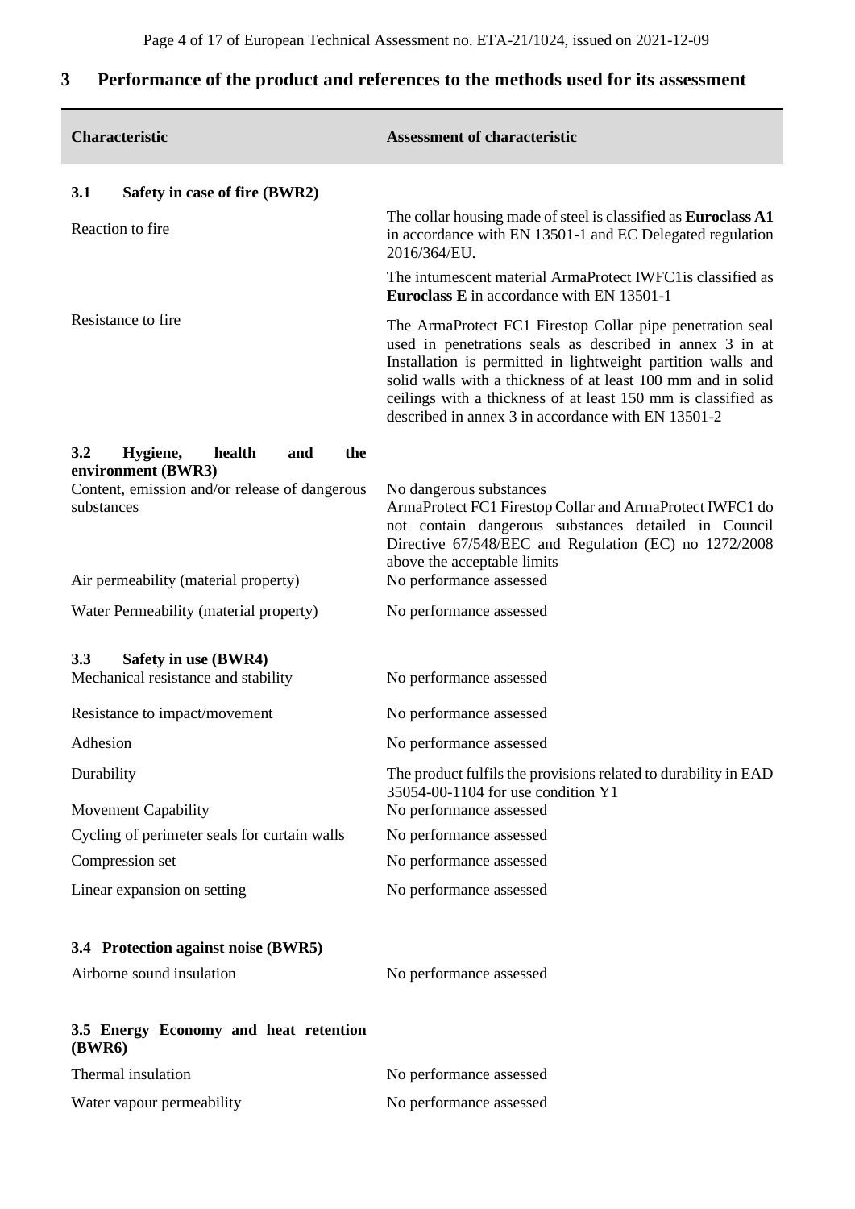## 3 Performance of the product and references to the methods used for its assessment

| Characteristic | Assessment of characteristic |
|---|---|
| **3.1 Safety in case of fire (BWR2)** | |
| Reaction to fire | The collar housing made of steel is classified as **Euroclass A1** in accordance with EN 13501-1 and EC Delegated regulation 2016/364/EU.<br>The intumescent material ArmaProtect IWFC1is classified as **Euroclass E** in accordance with EN 13501-1 |
| Resistance to fire | The ArmaProtect FC1 Firestop Collar pipe penetration seal used in penetrations seals as described in annex 3 in at Installation is permitted in lightweight partition walls and solid walls with a thickness of at least 100 mm and in solid ceilings with a thickness of at least 150 mm is classified as described in annex 3 in accordance with EN 13501-2 |
| **3.2 Hygiene, health and the environment (BWR3)** | |
| Content, emission and/or release of dangerous substances | No dangerous substances<br>ArmaProtect FC1 Firestop Collar and ArmaProtect IWFC1 do not contain dangerous substances detailed in Council Directive 67/548/EEC and Regulation (EC) no 1272/2008 above the acceptable limits |
| Air permeability (material property) | No performance assessed |
| Water Permeability (material property) | No performance assessed |
| **3.3 Safety in use (BWR4)** | |
| Mechanical resistance and stability | No performance assessed |
| Resistance to impact/movement | No performance assessed |
| Adhesion | No performance assessed |
| Durability | The product fulfils the provisions related to durability in EAD 35054-00-1104 for use condition Y1 |
| Movement Capability | No performance assessed |
| Cycling of perimeter seals for curtain walls | No performance assessed |
| Compression set | No performance assessed |
| Linear expansion on setting | No performance assessed |
| **3.4 Protection against noise (BWR5)** | |
| Airborne sound insulation | No performance assessed |
| **3.5 Energy Economy and heat retention (BWR6)** | |
| Thermal insulation | No performance assessed |
| Water vapour permeability | No performance assessed |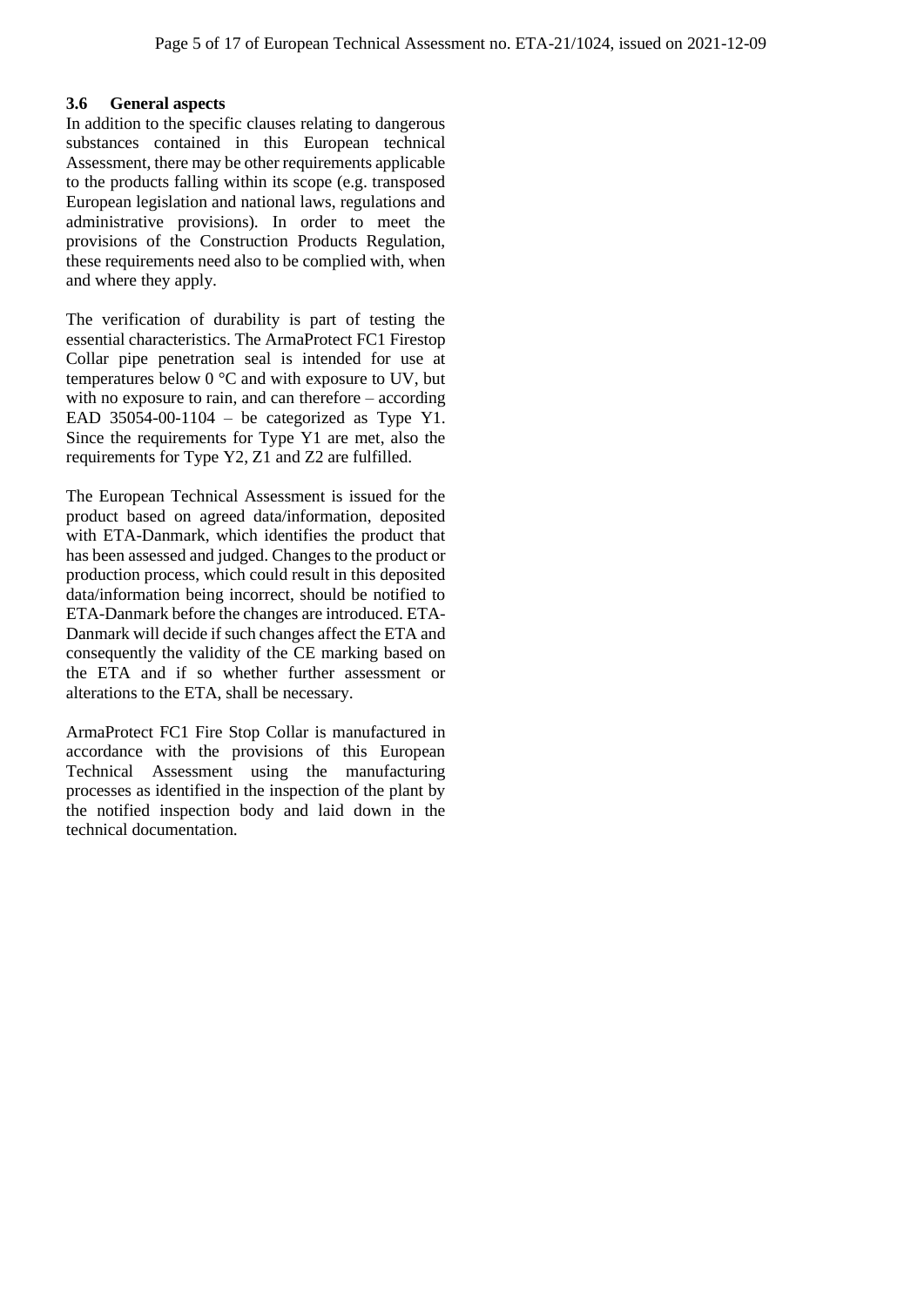### 3.6 General aspects

In addition to the specific clauses relating to dangerous substances contained in this European technical Assessment, there may be other requirements applicable to the products falling within its scope (e.g. transposed European legislation and national laws, regulations and administrative provisions). In order to meet the provisions of the Construction Products Regulation, these requirements need also to be complied with, when and where they apply.

The verification of durability is part of testing the essential characteristics. The ArmaProtect FC1 Firestop Collar pipe penetration seal is intended for use at temperatures below 0 °C and with exposure to UV, but with no exposure to rain, and can therefore – according EAD 35054-00-1104 – be categorized as Type Y1. Since the requirements for Type Y1 are met, also the requirements for Type Y2, Z1 and Z2 are fulfilled.

The European Technical Assessment is issued for the product based on agreed data/information, deposited with ETA-Danmark, which identifies the product that has been assessed and judged. Changes to the product or production process, which could result in this deposited data/information being incorrect, should be notified to ETA-Danmark before the changes are introduced. ETA-Danmark will decide if such changes affect the ETA and consequently the validity of the CE marking based on the ETA and if so whether further assessment or alterations to the ETA, shall be necessary.

ArmaProtect FC1 Fire Stop Collar is manufactured in accordance with the provisions of this European Technical Assessment using the manufacturing processes as identified in the inspection of the plant by the notified inspection body and laid down in the technical documentation.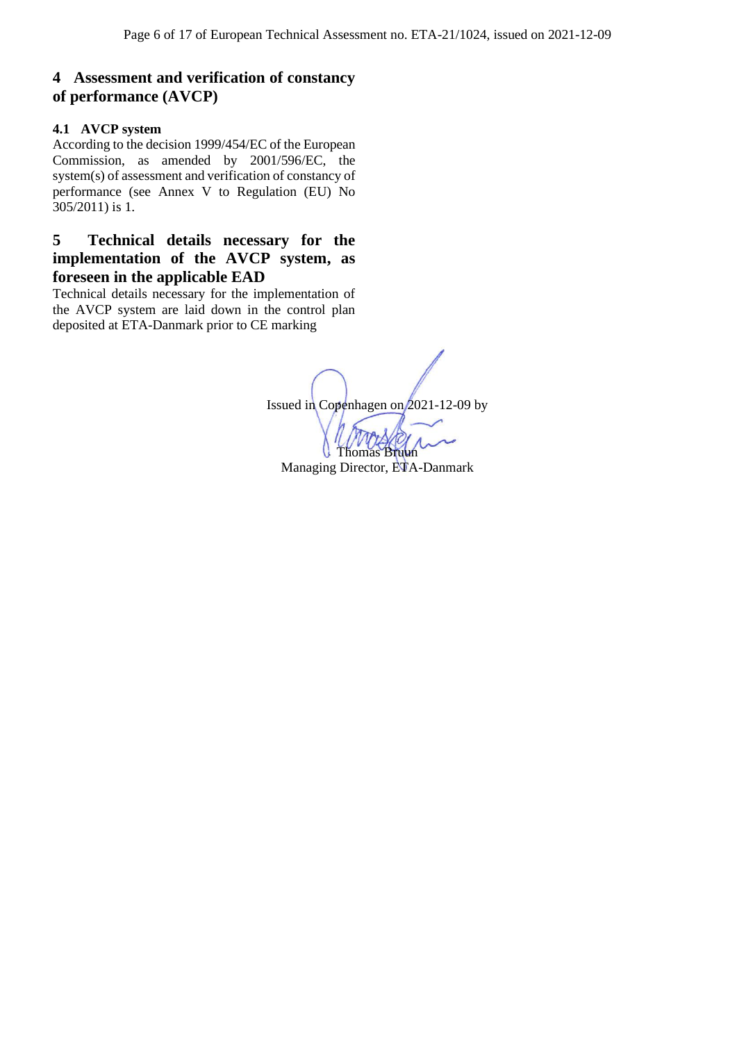## 4 Assessment and verification of constancy of performance (AVCP)

### 4.1 AVCP system

According to the decision 1999/454/EC of the European Commission, as amended by 2001/596/EC, the system(s) of assessment and verification of constancy of performance (see Annex V to Regulation (EU) No 305/2011) is 1.

## 5 Technical details necessary for the implementation of the AVCP system, as foreseen in the applicable EAD

Technical details necessary for the implementation of the AVCP system are laid down in the control plan deposited at ETA-Danmark prior to CE marking

Issued in Copenhagen on 2021-12-09 by

Thomas Bruun
Managing Director, ETA-Danmark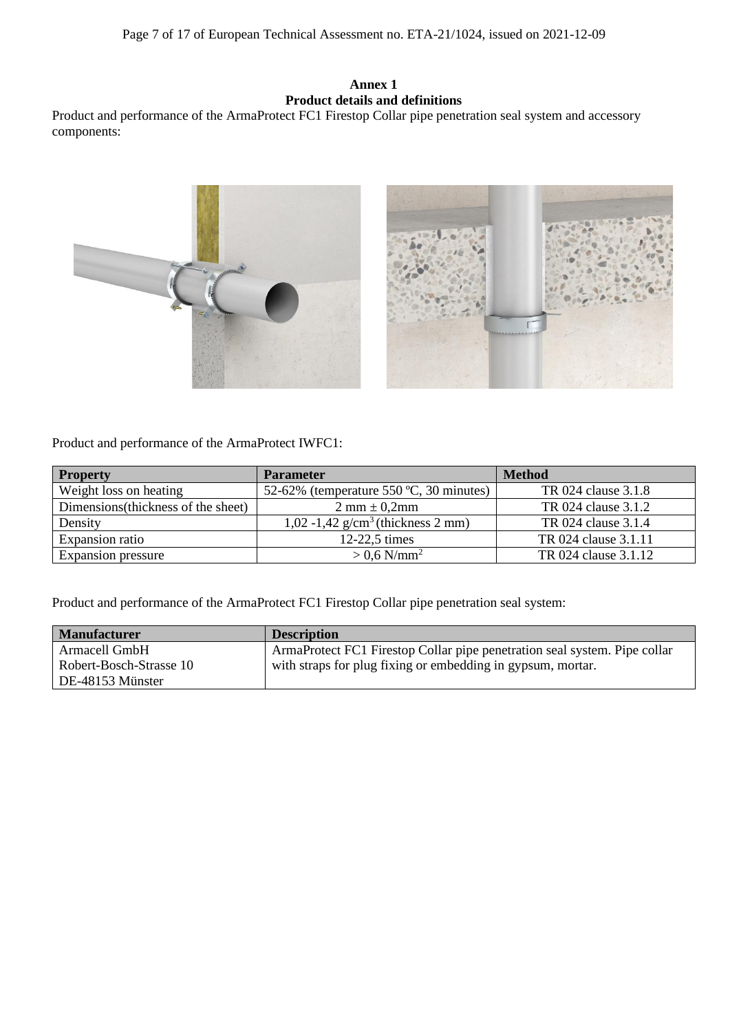**Annex 1**
**Product details and definitions**

Product and performance of the ArmaProtect FC1 Firestop Collar pipe penetration seal system and accessory components:

Product and performance of the ArmaProtect IWFC1:

| Property | Parameter | Method |
|---|---|---|
| Weight loss on heating | 52-62% (temperature 550 ºC, 30 minutes) | TR 024 clause 3.1.8 |
| Dimensions(thickness of the sheet) | 2 mm ± 0,2mm | TR 024 clause 3.1.2 |
| Density | 1,02 -1,42 g/cm$^3$ (thickness 2 mm) | TR 024 clause 3.1.4 |
| Expansion ratio | 12-22,5 times | TR 024 clause 3.1.11 |
| Expansion pressure | > 0,6 N/mm$^2$ | TR 024 clause 3.1.12 |

Product and performance of the ArmaProtect FC1 Firestop Collar pipe penetration seal system:

| Manufacturer | Description |
|---|---|
| Armacell GmbH<br>Robert-Bosch-Strasse 10<br>DE-48153 Münster | ArmaProtect FC1 Firestop Collar pipe penetration seal system. Pipe collar with straps for plug fixing or embedding in gypsum, mortar. |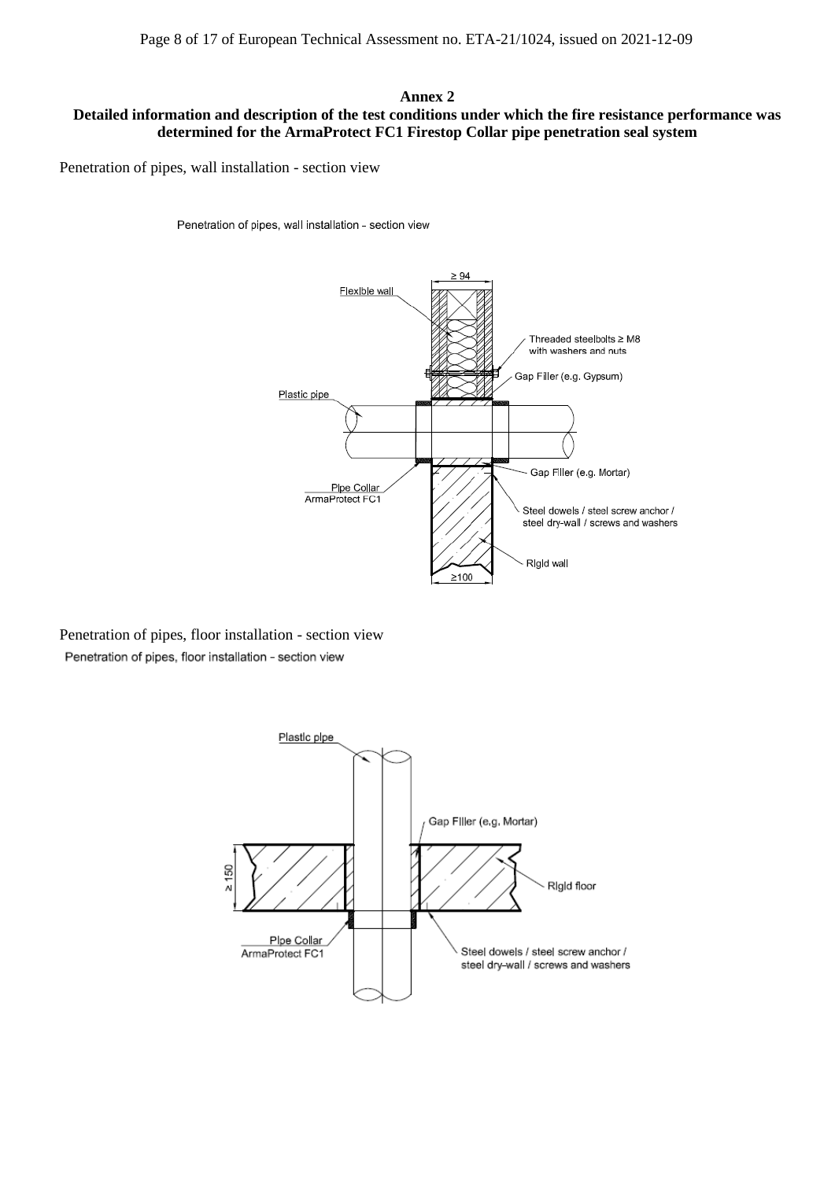**Annex 2**

**Detailed information and description of the test conditions under which the fire resistance performance was determined for the ArmaProtect FC1 Firestop Collar pipe penetration seal system**

Penetration of pipes, wall installation - section view

Penetration of pipes, floor installation - section view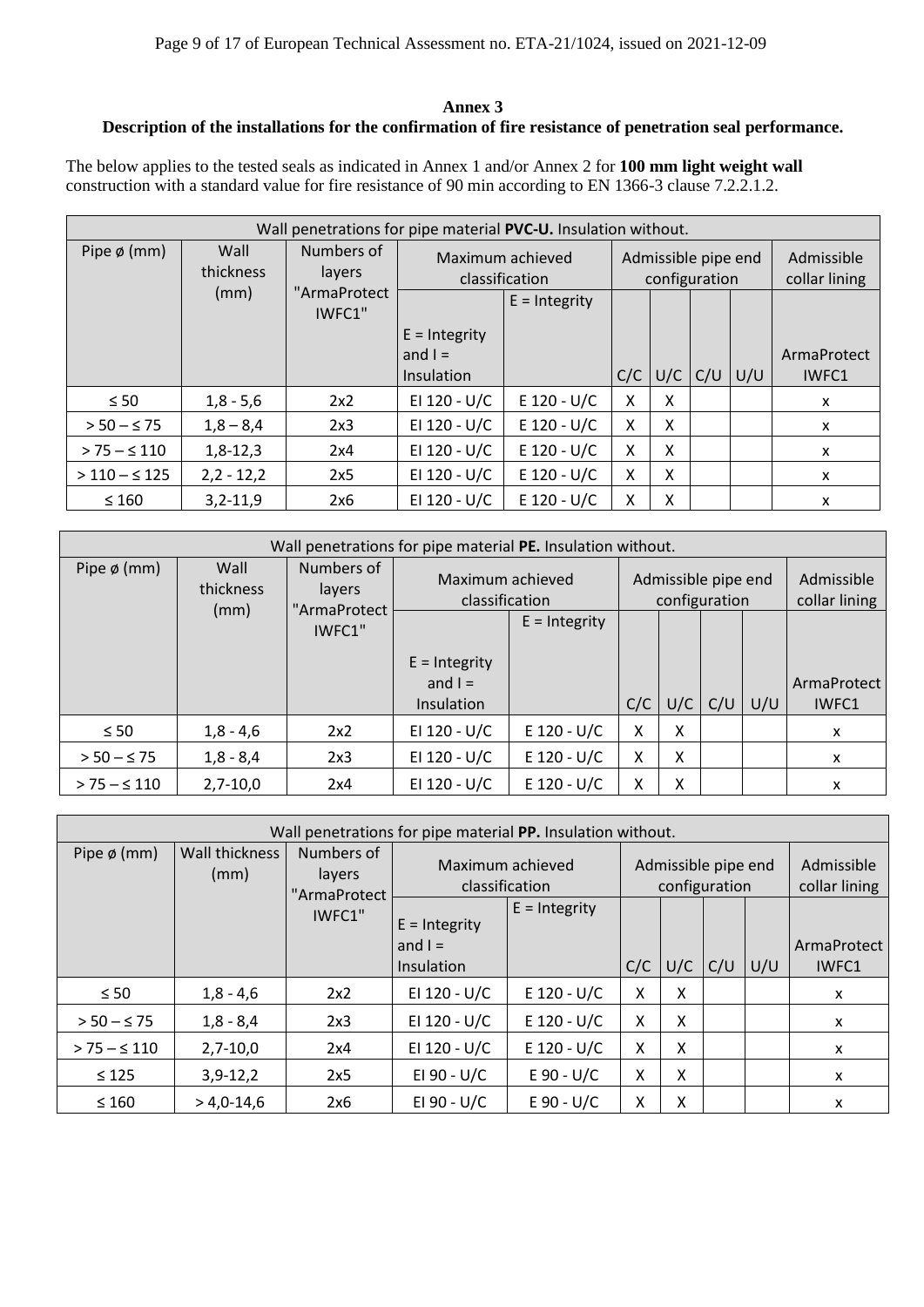## Annex 3

### Description of the installations for the confirmation of fire resistance of penetration seal performance.

The below applies to the tested seals as indicated in Annex 1 and/or Annex 2 for **100 mm light weight wall** construction with a standard value for fire resistance of 90 min according to EN 1366-3 clause 7.2.2.1.2.

| Wall penetrations for pipe material **PVC-U.** Insulation without. | | | | | | | | | |
|---|---|---|---|---|---|---|---|---|---|
| Pipe ø (mm) | Wall thickness (mm) | Numbers of layers "ArmaProtect IWFC1" | Maximum achieved classification | | Admissible pipe end configuration | | | | Admissible collar lining |
| | | | E = Integrity and I = Insulation | E = Integrity | C/C | U/C | C/U | U/U | ArmaProtect IWFC1 |
| ≤ 50 | 1,8 - 5,6 | 2x2 | EI 120 - U/C | E 120 - U/C | X | X | | | x |
| > 50 – ≤ 75 | 1,8 – 8,4 | 2x3 | EI 120 - U/C | E 120 - U/C | X | X | | | x |
| > 75 – ≤ 110 | 1,8-12,3 | 2x4 | EI 120 - U/C | E 120 - U/C | X | X | | | x |
| > 110 – ≤ 125 | 2,2 - 12,2 | 2x5 | EI 120 - U/C | E 120 - U/C | X | X | | | x |
| ≤ 160 | 3,2-11,9 | 2x6 | EI 120 - U/C | E 120 - U/C | X | X | | | x |

| Wall penetrations for pipe material **PE.** Insulation without. | | | | | | | | | |
|---|---|---|---|---|---|---|---|---|---|
| Pipe ø (mm) | Wall thickness (mm) | Numbers of layers "ArmaProtect IWFC1" | Maximum achieved classification | | Admissible pipe end configuration | | | | Admissible collar lining |
| | | | E = Integrity and I = Insulation | E = Integrity | C/C | U/C | C/U | U/U | ArmaProtect IWFC1 |
| ≤ 50 | 1,8 - 4,6 | 2x2 | EI 120 - U/C | E 120 - U/C | X | X | | | x |
| > 50 – ≤ 75 | 1,8 - 8,4 | 2x3 | EI 120 - U/C | E 120 - U/C | X | X | | | x |
| > 75 – ≤ 110 | 2,7-10,0 | 2x4 | EI 120 - U/C | E 120 - U/C | X | X | | | x |

| Wall penetrations for pipe material **PP.** Insulation without. | | | | | | | | | |
|---|---|---|---|---|---|---|---|---|---|
| Pipe ø (mm) | Wall thickness (mm) | Numbers of layers "ArmaProtect IWFC1" | Maximum achieved classification | | Admissible pipe end configuration | | | | Admissible collar lining |
| | | | E = Integrity and I = Insulation | E = Integrity | C/C | U/C | C/U | U/U | ArmaProtect IWFC1 |
| ≤ 50 | 1,8 - 4,6 | 2x2 | EI 120 - U/C | E 120 - U/C | X | X | | | x |
| > 50 – ≤ 75 | 1,8 - 8,4 | 2x3 | EI 120 - U/C | E 120 - U/C | X | X | | | x |
| > 75 – ≤ 110 | 2,7-10,0 | 2x4 | EI 120 - U/C | E 120 - U/C | X | X | | | x |
| ≤ 125 | 3,9-12,2 | 2x5 | EI 90 - U/C | E 90 - U/C | X | X | | | x |
| ≤ 160 | > 4,0-14,6 | 2x6 | EI 90 - U/C | E 90 - U/C | X | X | | | x |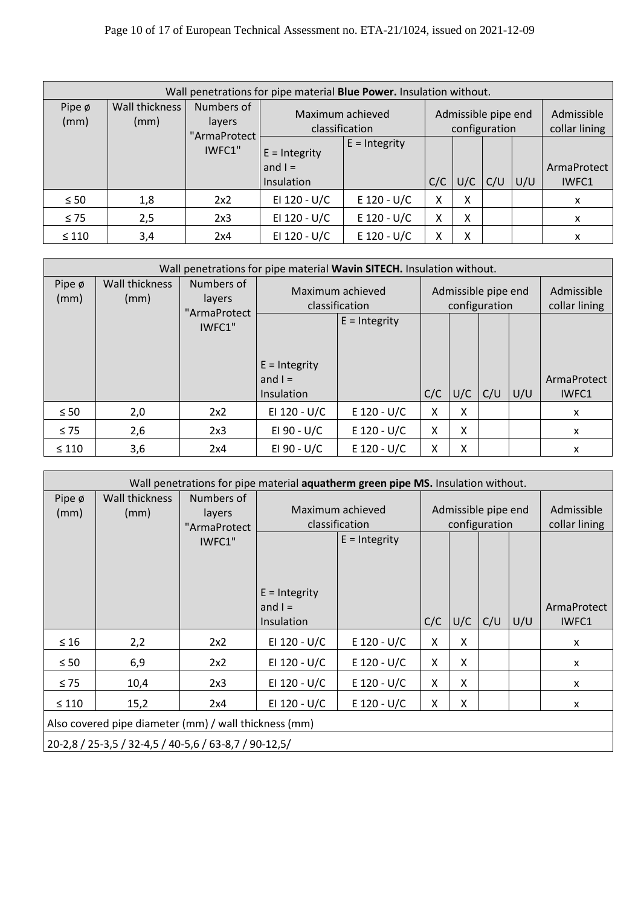| Wall penetrations for pipe material **Blue Power.** Insulation without. | | | | | | | | | |
|---|---|---|---|---|---|---|---|---|---|
| Pipe ø (mm) | Wall thickness (mm) | Numbers of layers "ArmaProtect IWFC1" | Maximum achieved classification | | Admissible pipe end configuration | | | | Admissible collar lining |
| | | | E = Integrity and I = Insulation | E = Integrity | C/C | U/C | C/U | U/U | ArmaProtect IWFC1 |
| ≤ 50 | 1,8 | 2x2 | EI 120 - U/C | E 120 - U/C | X | X | | | x |
| ≤ 75 | 2,5 | 2x3 | EI 120 - U/C | E 120 - U/C | X | X | | | x |
| ≤ 110 | 3,4 | 2x4 | EI 120 - U/C | E 120 - U/C | X | X | | | x |

| Wall penetrations for pipe material **Wavin SITECH.** Insulation without. | | | | | | | | | |
|---|---|---|---|---|---|---|---|---|---|
| Pipe ø (mm) | Wall thickness (mm) | Numbers of layers "ArmaProtect IWFC1" | Maximum achieved classification | | Admissible pipe end configuration | | | | Admissible collar lining |
| | | | E = Integrity and I = Insulation | E = Integrity | C/C | U/C | C/U | U/U | ArmaProtect IWFC1 |
| ≤ 50 | 2,0 | 2x2 | EI 120 - U/C | E 120 - U/C | X | X | | | x |
| ≤ 75 | 2,6 | 2x3 | EI 90 - U/C | E 120 - U/C | X | X | | | x |
| ≤ 110 | 3,6 | 2x4 | EI 90 - U/C | E 120 - U/C | X | X | | | x |

| Wall penetrations for pipe material **aquatherm green pipe MS.** Insulation without. | | | | | | | | | |
|---|---|---|---|---|---|---|---|---|---|
| Pipe ø (mm) | Wall thickness (mm) | Numbers of layers "ArmaProtect IWFC1" | Maximum achieved classification | | Admissible pipe end configuration | | | | Admissible collar lining |
| | | | E = Integrity and I = Insulation | E = Integrity | C/C | U/C | C/U | U/U | ArmaProtect IWFC1 |
| ≤ 16 | 2,2 | 2x2 | EI 120 - U/C | E 120 - U/C | X | X | | | x |
| ≤ 50 | 6,9 | 2x2 | EI 120 - U/C | E 120 - U/C | X | X | | | x |
| ≤ 75 | 10,4 | 2x3 | EI 120 - U/C | E 120 - U/C | X | X | | | x |
| ≤ 110 | 15,2 | 2x4 | EI 120 - U/C | E 120 - U/C | X | X | | | x |
| Also covered pipe diameter (mm) / wall thickness (mm) | | | | | | | | | |
| 20-2,8 / 25-3,5 / 32-4,5 / 40-5,6 / 63-8,7 / 90-12,5/ | | | | | | | | | |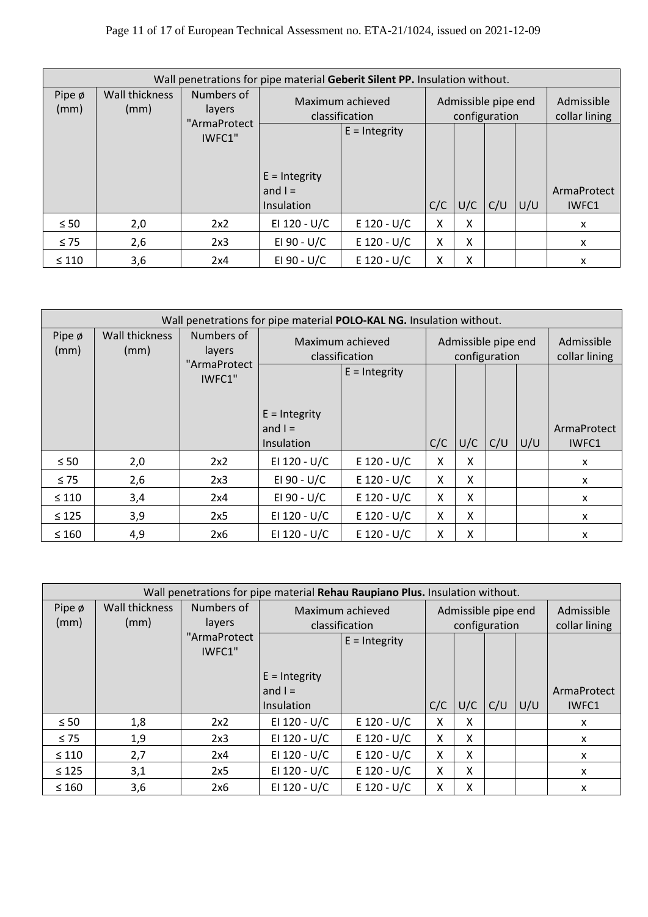| Wall penetrations for pipe material **Geberit Silent PP.** Insulation without. | | | | | | | | | |
|---|---|---|---|---|---|---|---|---|---|
| Pipe ø (mm) | Wall thickness (mm) | Numbers of layers "ArmaProtect IWFC1" | Maximum achieved classification | | Admissible pipe end configuration | | | | Admissible collar lining |
| | | | E = Integrity and I = Insulation | E = Integrity | C/C | U/C | C/U | U/U | ArmaProtect IWFC1 |
| ≤ 50 | 2,0 | 2x2 | EI 120 - U/C | E 120 - U/C | X | X | | | x |
| ≤ 75 | 2,6 | 2x3 | EI 90 - U/C | E 120 - U/C | X | X | | | x |
| ≤ 110 | 3,6 | 2x4 | EI 90 - U/C | E 120 - U/C | X | X | | | x |

| Wall penetrations for pipe material **POLO-KAL NG.** Insulation without. | | | | | | | | | |
|---|---|---|---|---|---|---|---|---|---|
| Pipe ø (mm) | Wall thickness (mm) | Numbers of layers "ArmaProtect IWFC1" | Maximum achieved classification | | Admissible pipe end configuration | | | | Admissible collar lining |
| | | | E = Integrity and I = Insulation | E = Integrity | C/C | U/C | C/U | U/U | ArmaProtect IWFC1 |
| ≤ 50 | 2,0 | 2x2 | EI 120 - U/C | E 120 - U/C | X | X | | | x |
| ≤ 75 | 2,6 | 2x3 | EI 90 - U/C | E 120 - U/C | X | X | | | x |
| ≤ 110 | 3,4 | 2x4 | EI 90 - U/C | E 120 - U/C | X | X | | | x |
| ≤ 125 | 3,9 | 2x5 | EI 120 - U/C | E 120 - U/C | X | X | | | x |
| ≤ 160 | 4,9 | 2x6 | EI 120 - U/C | E 120 - U/C | X | X | | | x |

| Wall penetrations for pipe material **Rehau Raupiano Plus.** Insulation without. | | | | | | | | | |
|---|---|---|---|---|---|---|---|---|---|
| Pipe ø (mm) | Wall thickness (mm) | Numbers of layers "ArmaProtect IWFC1" | Maximum achieved classification | | Admissible pipe end configuration | | | | Admissible collar lining |
| | | | E = Integrity and I = Insulation | E = Integrity | C/C | U/C | C/U | U/U | ArmaProtect IWFC1 |
| ≤ 50 | 1,8 | 2x2 | EI 120 - U/C | E 120 - U/C | X | X | | | x |
| ≤ 75 | 1,9 | 2x3 | EI 120 - U/C | E 120 - U/C | X | X | | | x |
| ≤ 110 | 2,7 | 2x4 | EI 120 - U/C | E 120 - U/C | X | X | | | x |
| ≤ 125 | 3,1 | 2x5 | EI 120 - U/C | E 120 - U/C | X | X | | | x |
| ≤ 160 | 3,6 | 2x6 | EI 120 - U/C | E 120 - U/C | X | X | | | x |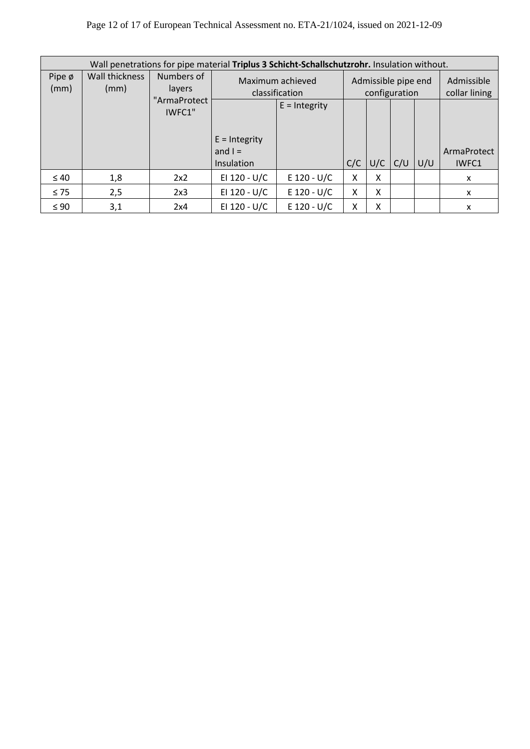| Wall penetrations for pipe material **Triplus 3 Schicht-Schallschutzrohr.** Insulation without. | | | | | | | | | |
|---|---|---|---|---|---|---|---|---|---|
| Pipe ø (mm) | Wall thickness (mm) | Numbers of layers "ArmaProtect IWFC1" | Maximum achieved classification | | Admissible pipe end configuration | | | | Admissible collar lining |
| | | | E = Integrity and I = Insulation | E = Integrity | C/C | U/C | C/U | U/U | ArmaProtect IWFC1 |
| ≤ 40 | 1,8 | 2x2 | EI 120 - U/C | E 120 - U/C | X | X | | | x |
| ≤ 75 | 2,5 | 2x3 | EI 120 - U/C | E 120 - U/C | X | X | | | x |
| ≤ 90 | 3,1 | 2x4 | EI 120 - U/C | E 120 - U/C | X | X | | | x |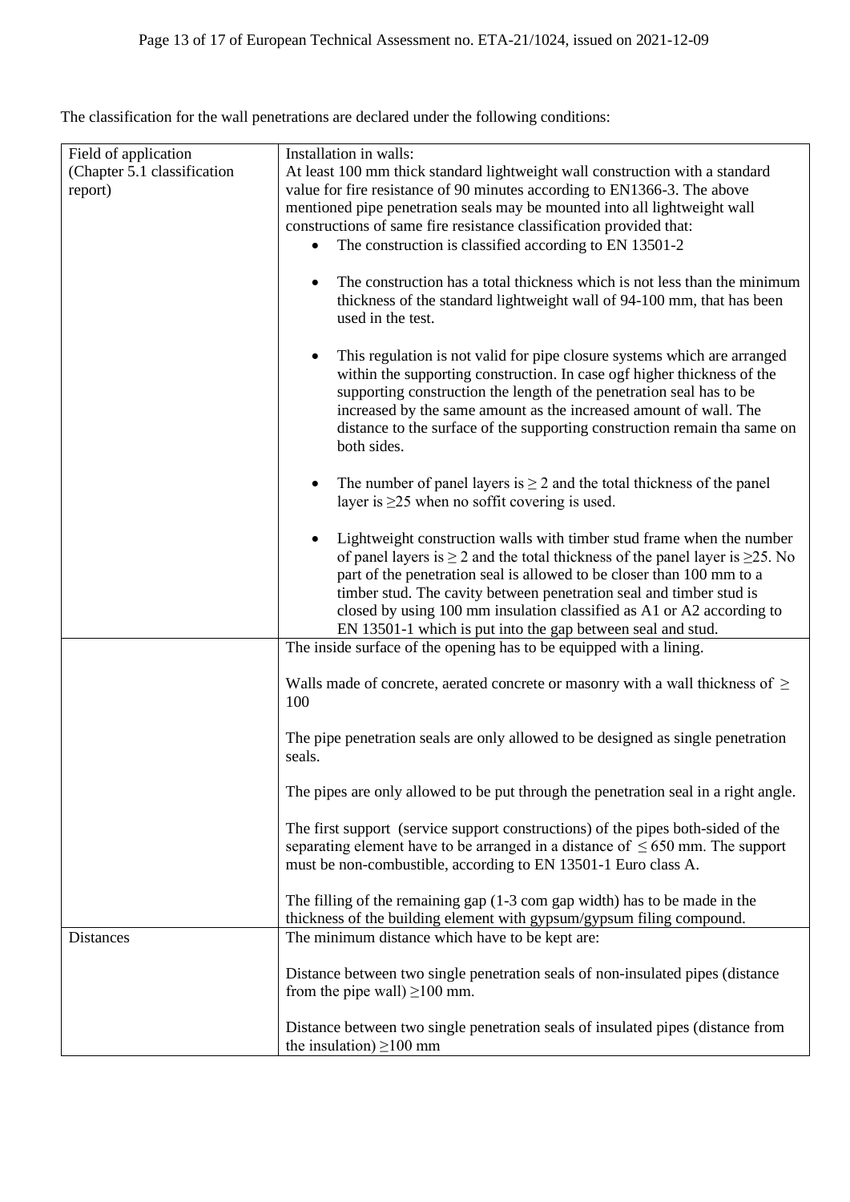The classification for the wall penetrations are declared under the following conditions:

| Field of application (Chapter 5.1 classification report) | Installation in walls:<br>At least 100 mm thick standard lightweight wall construction with a standard value for fire resistance of 90 minutes according to EN1366-3. The above mentioned pipe penetration seals may be mounted into all lightweight wall constructions of same fire resistance classification provided that:<br>• The construction is classified according to EN 13501-2<br>• The construction has a total thickness which is not less than the minimum thickness of the standard lightweight wall of 94-100 mm, that has been used in the test.<br>• This regulation is not valid for pipe closure systems which are arranged within the supporting construction. In case ogf higher thickness of the supporting construction the length of the penetration seal has to be increased by the same amount as the increased amount of wall. The distance to the surface of the supporting construction remain tha same on both sides.<br>• The number of panel layers is ≥ 2 and the total thickness of the panel layer is ≥25 when no soffit covering is used.<br>• Lightweight construction walls with timber stud frame when the number of panel layers is ≥ 2 and the total thickness of the panel layer is ≥25. No part of the penetration seal is allowed to be closer than 100 mm to a timber stud. The cavity between penetration seal and timber stud is closed by using 100 mm insulation classified as A1 or A2 according to EN 13501-1 which is put into the gap between seal and stud. |
|---|---|
| | The inside surface of the opening has to be equipped with a lining.<br><br>Walls made of concrete, aerated concrete or masonry with a wall thickness of ≥ 100<br><br>The pipe penetration seals are only allowed to be designed as single penetration seals.<br><br>The pipes are only allowed to be put through the penetration seal in a right angle.<br><br>The first support (service support constructions) of the pipes both-sided of the separating element have to be arranged in a distance of ≤ 650 mm. The support must be non-combustible, according to EN 13501-1 Euro class A.<br><br>The filling of the remaining gap (1-3 com gap width) has to be made in the thickness of the building element with gypsum/gypsum filing compound. |
| Distances | The minimum distance which have to be kept are:<br><br>Distance between two single penetration seals of non-insulated pipes (distance from the pipe wall) ≥100 mm.<br><br>Distance between two single penetration seals of insulated pipes (distance from the insulation) ≥100 mm |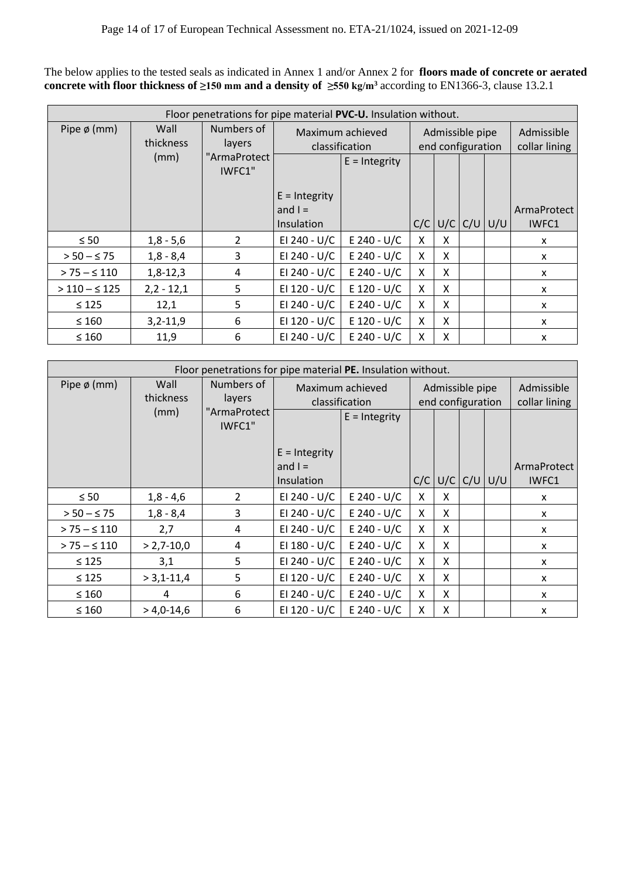The below applies to the tested seals as indicated in Annex 1 and/or Annex 2 for **floors made of concrete or aerated concrete with floor thickness of ≥150 mm and a density of ≥550 kg/m³** according to EN1366-3, clause 13.2.1

| Floor penetrations for pipe material **PVC-U.** Insulation without. | | | | | | | | | |
|---|---|---|---|---|---|---|---|---|---|
| Pipe ø (mm) | Wall thickness (mm) | Numbers of layers "ArmaProtect IWFC1" | Maximum achieved classification | | Admissible pipe end configuration | | | | Admissible collar lining |
| | | | E = Integrity and I = Insulation | E = Integrity | C/C | U/C | C/U | U/U | ArmaProtect IWFC1 |
| ≤ 50 | 1,8 - 5,6 | 2 | EI 240 - U/C | E 240 - U/C | X | X | | | x |
| > 50 – ≤ 75 | 1,8 - 8,4 | 3 | EI 240 - U/C | E 240 - U/C | X | X | | | x |
| > 75 – ≤ 110 | 1,8-12,3 | 4 | EI 240 - U/C | E 240 - U/C | X | X | | | x |
| > 110 – ≤ 125 | 2,2 - 12,1 | 5 | EI 120 - U/C | E 120 - U/C | X | X | | | x |
| ≤ 125 | 12,1 | 5 | EI 240 - U/C | E 240 - U/C | X | X | | | x |
| ≤ 160 | 3,2-11,9 | 6 | EI 120 - U/C | E 120 - U/C | X | X | | | x |
| ≤ 160 | 11,9 | 6 | EI 240 - U/C | E 240 - U/C | X | X | | | x |

| Floor penetrations for pipe material **PE.** Insulation without. | | | | | | | | | |
|---|---|---|---|---|---|---|---|---|---|
| Pipe ø (mm) | Wall thickness (mm) | Numbers of layers "ArmaProtect IWFC1" | Maximum achieved classification | | Admissible pipe end configuration | | | | Admissible collar lining |
| | | | E = Integrity and I = Insulation | E = Integrity | C/C | U/C | C/U | U/U | ArmaProtect IWFC1 |
| ≤ 50 | 1,8 - 4,6 | 2 | EI 240 - U/C | E 240 - U/C | X | X | | | x |
| > 50 – ≤ 75 | 1,8 - 8,4 | 3 | EI 240 - U/C | E 240 - U/C | X | X | | | x |
| > 75 – ≤ 110 | 2,7 | 4 | EI 240 - U/C | E 240 - U/C | X | X | | | x |
| > 75 – ≤ 110 | > 2,7-10,0 | 4 | EI 180 - U/C | E 240 - U/C | X | X | | | x |
| ≤ 125 | 3,1 | 5 | EI 240 - U/C | E 240 - U/C | X | X | | | x |
| ≤ 125 | > 3,1-11,4 | 5 | EI 120 - U/C | E 240 - U/C | X | X | | | x |
| ≤ 160 | 4 | 6 | EI 240 - U/C | E 240 - U/C | X | X | | | x |
| ≤ 160 | > 4,0-14,6 | 6 | EI 120 - U/C | E 240 - U/C | X | X | | | x |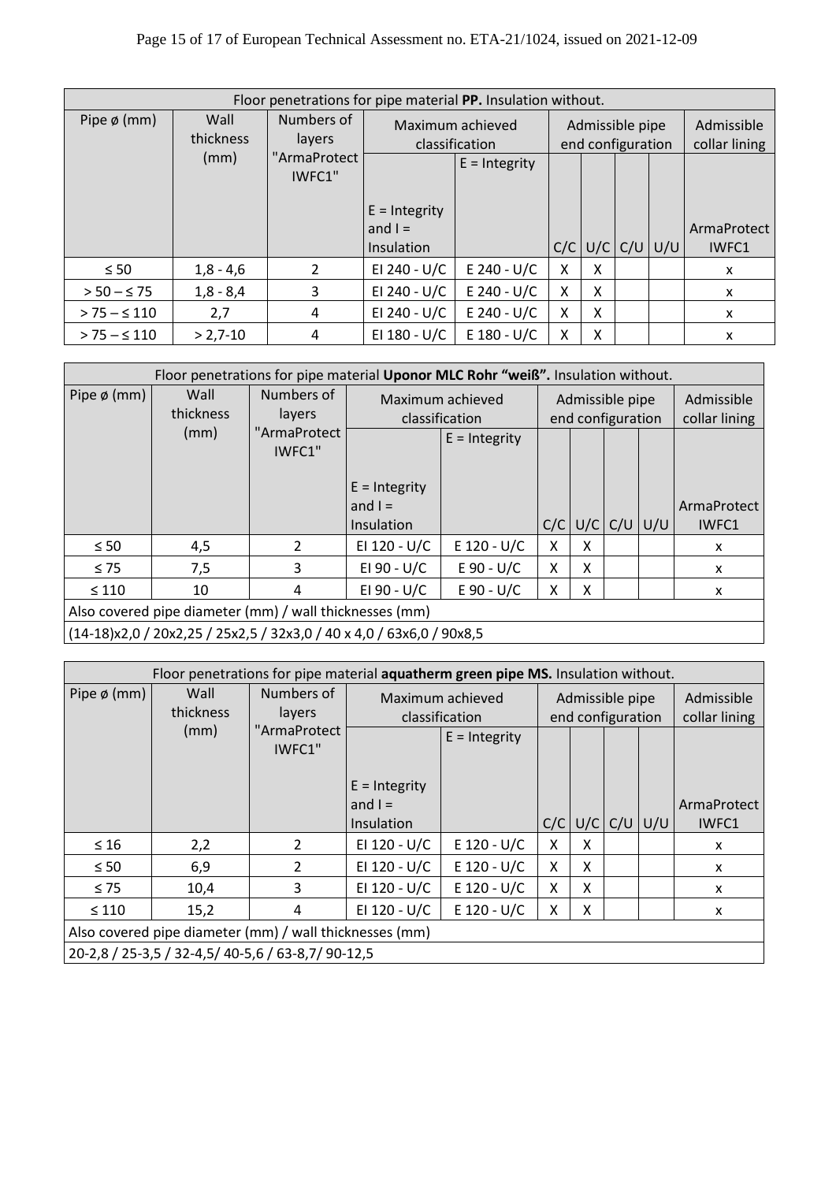| Floor penetrations for pipe material **PP.** Insulation without. | | | | | | | | | |
|---|---|---|---|---|---|---|---|---|---|
| Pipe ø (mm) | Wall thickness (mm) | Numbers of layers "ArmaProtect IWFC1" | Maximum achieved classification | | Admissible pipe end configuration | | | | Admissible collar lining |
| | | | E = Integrity and I = Insulation | E = Integrity | C/C | U/C | C/U | U/U | ArmaProtect IWFC1 |
| ≤ 50 | 1,8 - 4,6 | 2 | EI 240 - U/C | E 240 - U/C | X | X | | | x |
| > 50 – ≤ 75 | 1,8 - 8,4 | 3 | EI 240 - U/C | E 240 - U/C | X | X | | | x |
| > 75 – ≤ 110 | 2,7 | 4 | EI 240 - U/C | E 240 - U/C | X | X | | | x |
| > 75 – ≤ 110 | > 2,7-10 | 4 | EI 180 - U/C | E 180 - U/C | X | X | | | x |

| Floor penetrations for pipe material **Uponor MLC Rohr "weiß".** Insulation without. | | | | | | | | | |
|---|---|---|---|---|---|---|---|---|---|
| Pipe ø (mm) | Wall thickness (mm) | Numbers of layers "ArmaProtect IWFC1" | Maximum achieved classification | | Admissible pipe end configuration | | | | Admissible collar lining |
| | | | E = Integrity and I = Insulation | E = Integrity | C/C | U/C | C/U | U/U | ArmaProtect IWFC1 |
| ≤ 50 | 4,5 | 2 | EI 120 - U/C | E 120 - U/C | X | X | | | x |
| ≤ 75 | 7,5 | 3 | EI 90 - U/C | E 90 - U/C | X | X | | | x |
| ≤ 110 | 10 | 4 | EI 90 - U/C | E 90 - U/C | X | X | | | x |
| Also covered pipe diameter (mm) / wall thicknesses (mm) | | | | | | | | | |
| (14-18)x2,0 / 20x2,25 / 25x2,5 / 32x3,0 / 40 x 4,0 / 63x6,0 / 90x8,5 | | | | | | | | | |

| Floor penetrations for pipe material **aquatherm green pipe MS.** Insulation without. | | | | | | | | | |
|---|---|---|---|---|---|---|---|---|---|
| Pipe ø (mm) | Wall thickness (mm) | Numbers of layers "ArmaProtect IWFC1" | Maximum achieved classification | | Admissible pipe end configuration | | | | Admissible collar lining |
| | | | E = Integrity and I = Insulation | E = Integrity | C/C | U/C | C/U | U/U | ArmaProtect IWFC1 |
| ≤ 16 | 2,2 | 2 | EI 120 - U/C | E 120 - U/C | X | X | | | x |
| ≤ 50 | 6,9 | 2 | EI 120 - U/C | E 120 - U/C | X | X | | | x |
| ≤ 75 | 10,4 | 3 | EI 120 - U/C | E 120 - U/C | X | X | | | x |
| ≤ 110 | 15,2 | 4 | EI 120 - U/C | E 120 - U/C | X | X | | | x |
| Also covered pipe diameter (mm) / wall thicknesses (mm) | | | | | | | | | |
| 20-2,8 / 25-3,5 / 32-4,5/ 40-5,6 / 63-8,7/ 90-12,5 | | | | | | | | | |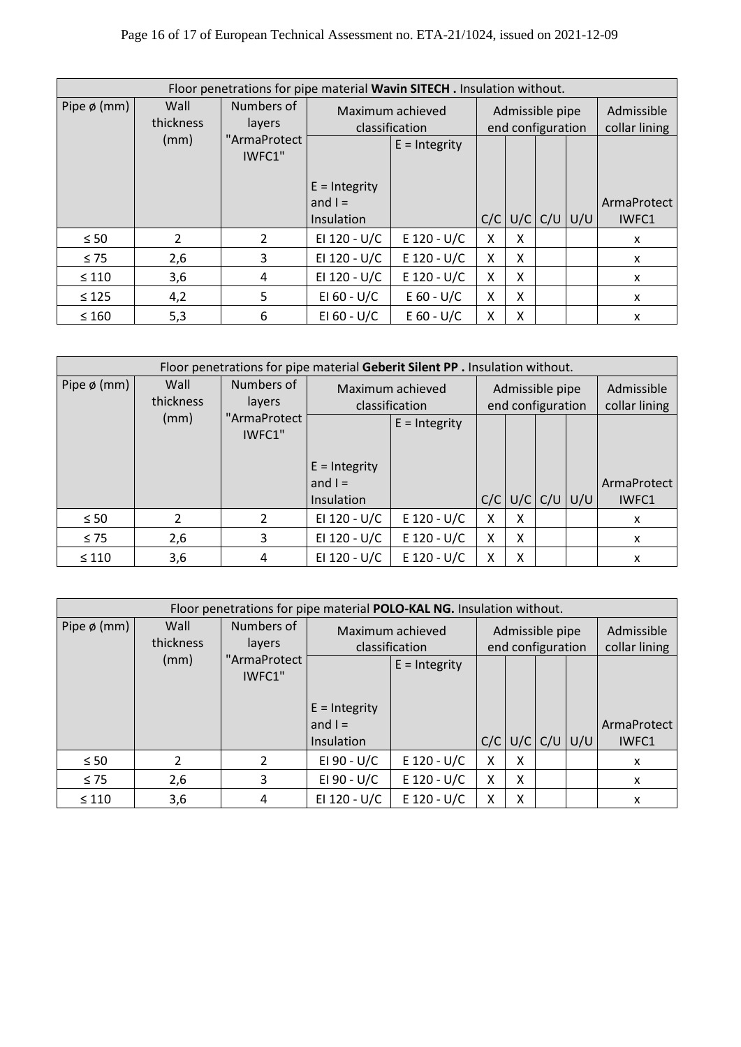| Floor penetrations for pipe material **Wavin SITECH .** Insulation without. | | | | | | | | | |
|---|---|---|---|---|---|---|---|---|---|
| Pipe ø (mm) | Wall thickness (mm) | Numbers of layers "ArmaProtect IWFC1" | Maximum achieved classification | | Admissible pipe end configuration | | | | Admissible collar lining |
| | | | E = Integrity and I = Insulation | E = Integrity | C/C | U/C | C/U | U/U | ArmaProtect IWFC1 |
| ≤ 50 | 2 | 2 | EI 120 - U/C | E 120 - U/C | X | X | | | x |
| ≤ 75 | 2,6 | 3 | EI 120 - U/C | E 120 - U/C | X | X | | | x |
| ≤ 110 | 3,6 | 4 | EI 120 - U/C | E 120 - U/C | X | X | | | x |
| ≤ 125 | 4,2 | 5 | EI 60 - U/C | E 60 - U/C | X | X | | | x |
| ≤ 160 | 5,3 | 6 | EI 60 - U/C | E 60 - U/C | X | X | | | x |

| Floor penetrations for pipe material **Geberit Silent PP .** Insulation without. | | | | | | | | | |
|---|---|---|---|---|---|---|---|---|---|
| Pipe ø (mm) | Wall thickness (mm) | Numbers of layers "ArmaProtect IWFC1" | Maximum achieved classification | | Admissible pipe end configuration | | | | Admissible collar lining |
| | | | E = Integrity and I = Insulation | E = Integrity | C/C | U/C | C/U | U/U | ArmaProtect IWFC1 |
| ≤ 50 | 2 | 2 | EI 120 - U/C | E 120 - U/C | X | X | | | x |
| ≤ 75 | 2,6 | 3 | EI 120 - U/C | E 120 - U/C | X | X | | | x |
| ≤ 110 | 3,6 | 4 | EI 120 - U/C | E 120 - U/C | X | X | | | x |

| Floor penetrations for pipe material **POLO-KAL NG.** Insulation without. | | | | | | | | | |
|---|---|---|---|---|---|---|---|---|---|
| Pipe ø (mm) | Wall thickness (mm) | Numbers of layers "ArmaProtect IWFC1" | Maximum achieved classification | | Admissible pipe end configuration | | | | Admissible collar lining |
| | | | E = Integrity and I = Insulation | E = Integrity | C/C | U/C | C/U | U/U | ArmaProtect IWFC1 |
| ≤ 50 | 2 | 2 | EI 90 - U/C | E 120 - U/C | X | X | | | x |
| ≤ 75 | 2,6 | 3 | EI 90 - U/C | E 120 - U/C | X | X | | | x |
| ≤ 110 | 3,6 | 4 | EI 120 - U/C | E 120 - U/C | X | X | | | x |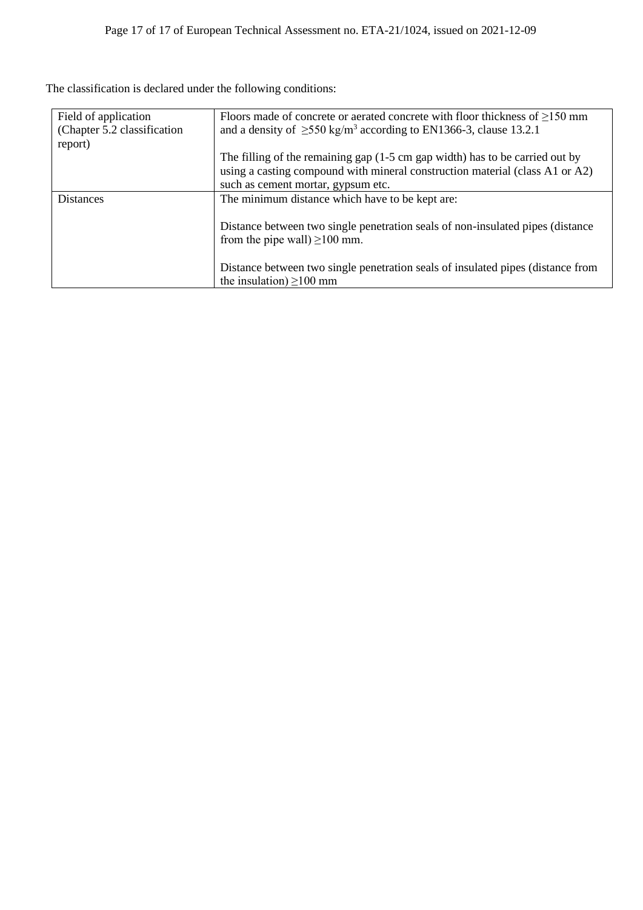The classification is declared under the following conditions:

| | |
|---|---|
| Field of application (Chapter 5.2 classification report) | Floors made of concrete or aerated concrete with floor thickness of ≥150 mm and a density of ≥550 kg/m³ according to EN1366-3, clause 13.2.1<br><br>The filling of the remaining gap (1-5 cm gap width) has to be carried out by using a casting compound with mineral construction material (class A1 or A2) such as cement mortar, gypsum etc. |
| Distances | The minimum distance which have to be kept are:<br><br>Distance between two single penetration seals of non-insulated pipes (distance from the pipe wall) ≥100 mm.<br><br>Distance between two single penetration seals of insulated pipes (distance from the insulation) ≥100 mm |